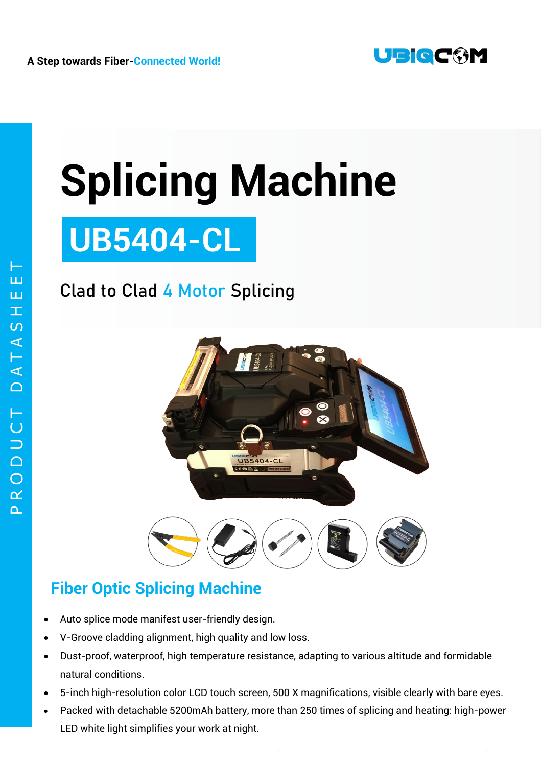A Step towards Fiber-Connected World!

PRODUCT DATASHEET

# Splicing Machine

## UB5404-CL

Clad to Clad 4 Motor Splicing

## Fiber Optic Splicing Machine

- Auto splice mode manifest user-friendly design.
- V-Groove cladding alignment, high quality and low loss.
- Dust-proof, waterproof, high temperature resistance, adapting to various altitude and formidable natural conditions.
- 5-inch high-resolution color LCD touch screen, 500 X magnifications, visible clearly with bare eyes.
- Packed with detachable 5200mAh battery, more than 250 times of splicing and heating: high-power LED white light simplifies your work at night.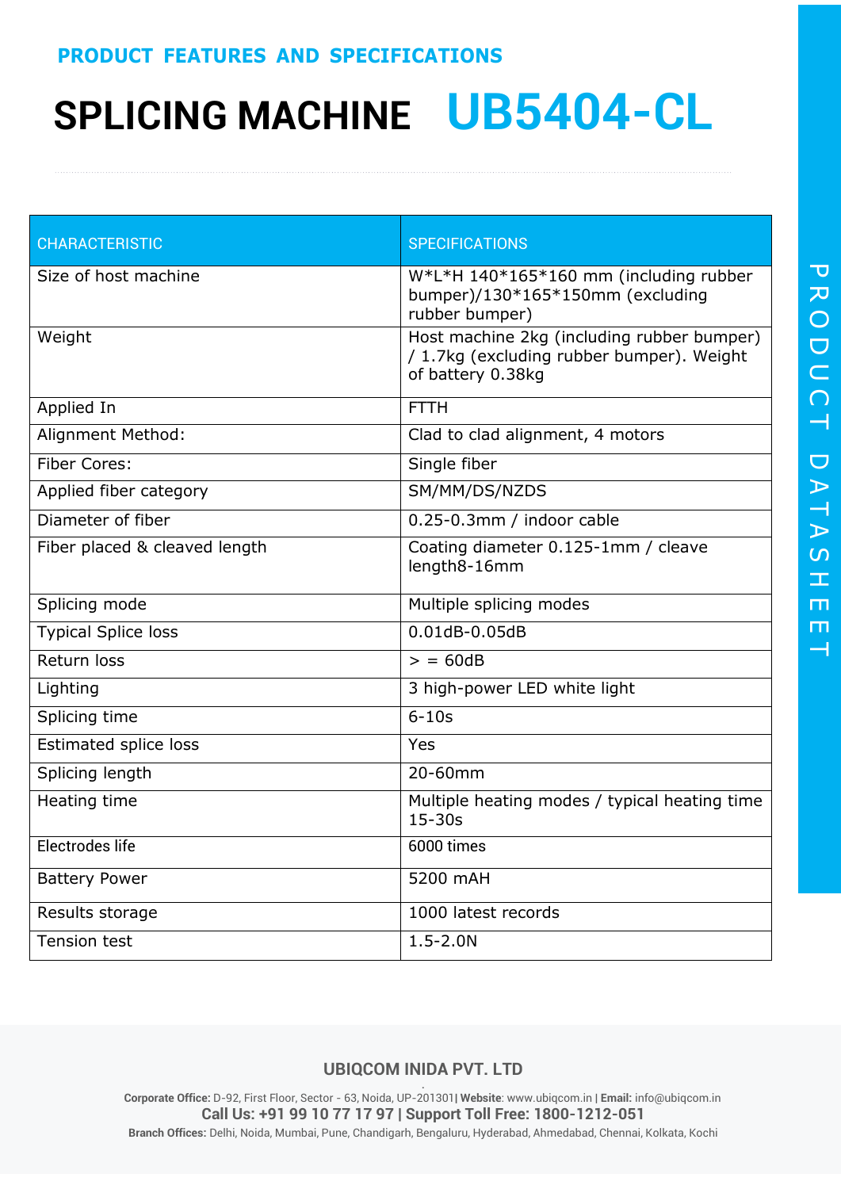**PRODUCT FEATURES AND SPECIFICATIONS**

# SPLICING MACHINE UB5404-CL

| CHARACTERISTIC | SPECIFICATIONS |
|---|---|
| Size of host machine | W*L*H 140*165*160 mm (including rubber bumper)/130*165*150mm (excluding rubber bumper) |
| Weight | Host machine 2kg (including rubber bumper) / 1.7kg (excluding rubber bumper). Weight of battery 0.38kg |
| Applied In | FTTH |
| Alignment Method: | Clad to clad alignment, 4 motors |
| Fiber Cores: | Single fiber |
| Applied fiber category | SM/MM/DS/NZDS |
| Diameter of fiber | 0.25-0.3mm / indoor cable |
| Fiber placed & cleaved length | Coating diameter 0.125-1mm / cleave length8-16mm |
| Splicing mode | Multiple splicing modes |
| Typical Splice loss | 0.01dB-0.05dB |
| Return loss | > = 60dB |
| Lighting | 3 high-power LED white light |
| Splicing time | 6-10s |
| Estimated splice loss | Yes |
| Splicing length | 20-60mm |
| Heating time | Multiple heating modes / typical heating time 15-30s |
| Electrodes life | 6000 times |
| Battery Power | 5200 mAH |
| Results storage | 1000 latest records |
| Tension test | 1.5-2.0N |

PRODUCT DATASHEET

**UBIQCOM INIDA PVT. LTD**

**Corporate Office:** D-92, First Floor, Sector - 63, Noida, UP-201301**| Website**: www.ubiqcom.in **| Email:** info@ubiqcom.in

**Call Us: +91 99 10 77 17 97 | Support Toll Free: 1800-1212-051**

**Branch Offices:** Delhi, Noida, Mumbai, Pune, Chandigarh, Bengaluru, Hyderabad, Ahmedabad, Chennai, Kolkata, Kochi